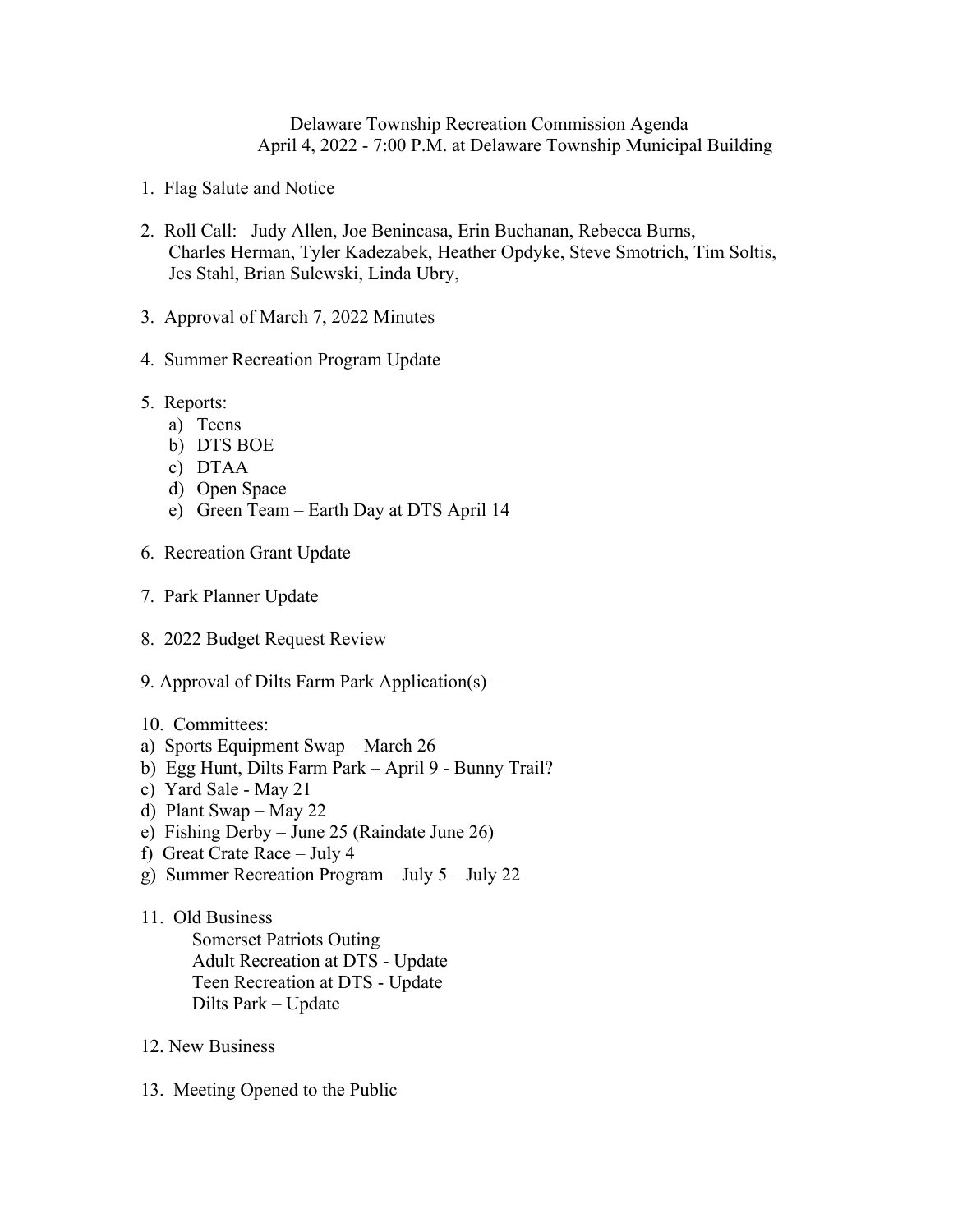Delaware Township Recreation Commission Agenda
April 4, 2022 - 7:00 P.M. at Delaware Township Municipal Building

1. Flag Salute and Notice

2. Roll Call: Judy Allen, Joe Benincasa, Erin Buchanan, Rebecca Burns, Charles Herman, Tyler Kadezabek, Heather Opdyke, Steve Smotrich, Tim Soltis, Jes Stahl, Brian Sulewski, Linda Ubry,

3. Approval of March 7, 2022 Minutes

4. Summer Recreation Program Update

5. Reports:
   a) Teens
   b) DTS BOE
   c) DTAA
   d) Open Space
   e) Green Team – Earth Day at DTS April 14

6. Recreation Grant Update

7. Park Planner Update

8. 2022 Budget Request Review

9. Approval of Dilts Farm Park Application(s) –

10. Committees:

a) Sports Equipment Swap – March 26
b) Egg Hunt, Dilts Farm Park – April 9 - Bunny Trail?
c) Yard Sale - May 21
d) Plant Swap – May 22
e) Fishing Derby – June 25 (Raindate June 26)
f) Great Crate Race – July 4
g) Summer Recreation Program – July 5 – July 22

11. Old Business
    - Somerset Patriots Outing
    - Adult Recreation at DTS - Update
    - Teen Recreation at DTS - Update
    - Dilts Park – Update

12. New Business

13. Meeting Opened to the Public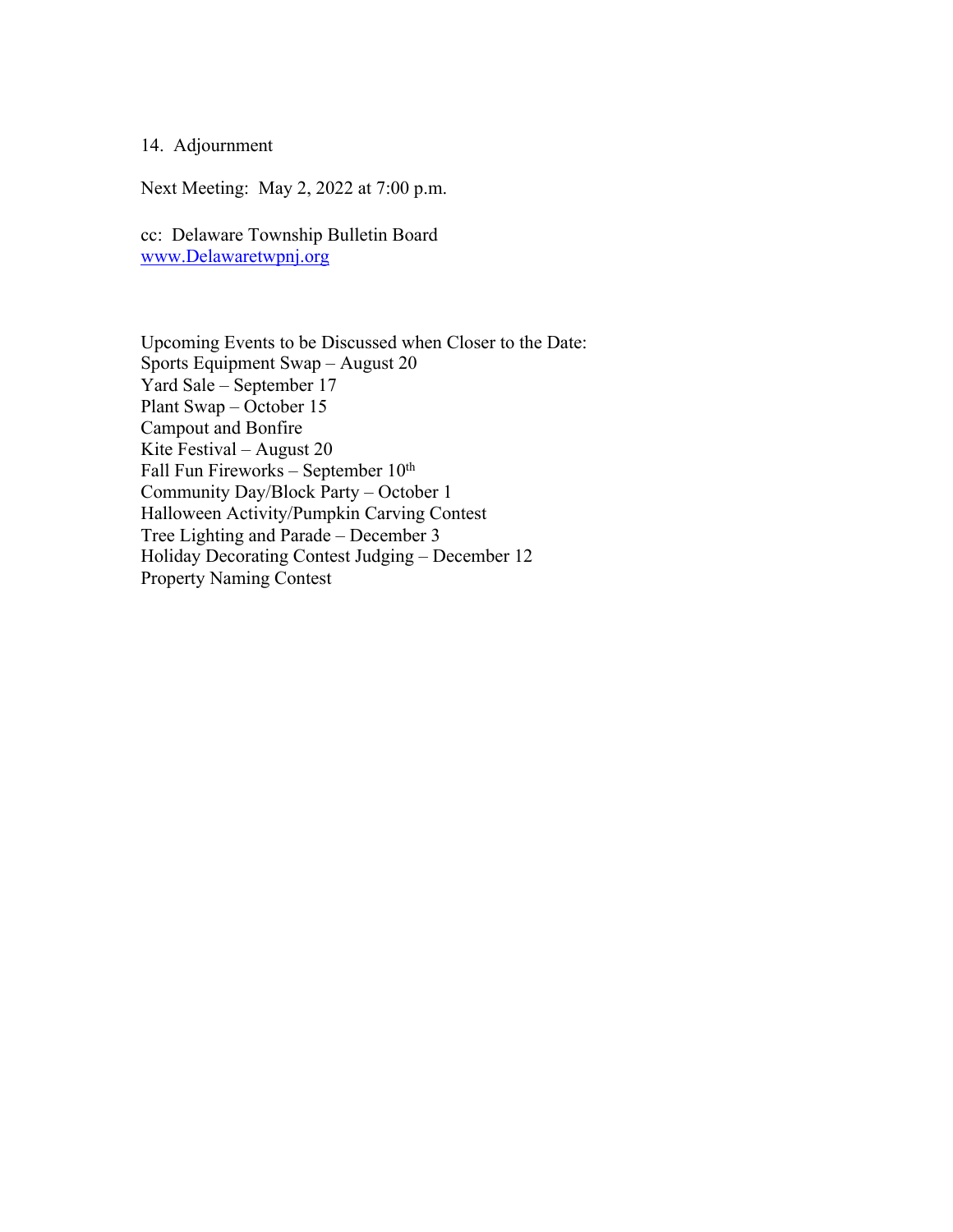14. Adjournment

Next Meeting: May 2, 2022 at 7:00 p.m.

cc: Delaware Township Bulletin Board
www.Delawaretwpnj.org

Upcoming Events to be Discussed when Closer to the Date:
Sports Equipment Swap – August 20
Yard Sale – September 17
Plant Swap – October 15
Campout and Bonfire
Kite Festival – August 20
Fall Fun Fireworks – September 10th
Community Day/Block Party – October 1
Halloween Activity/Pumpkin Carving Contest
Tree Lighting and Parade – December 3
Holiday Decorating Contest Judging – December 12
Property Naming Contest